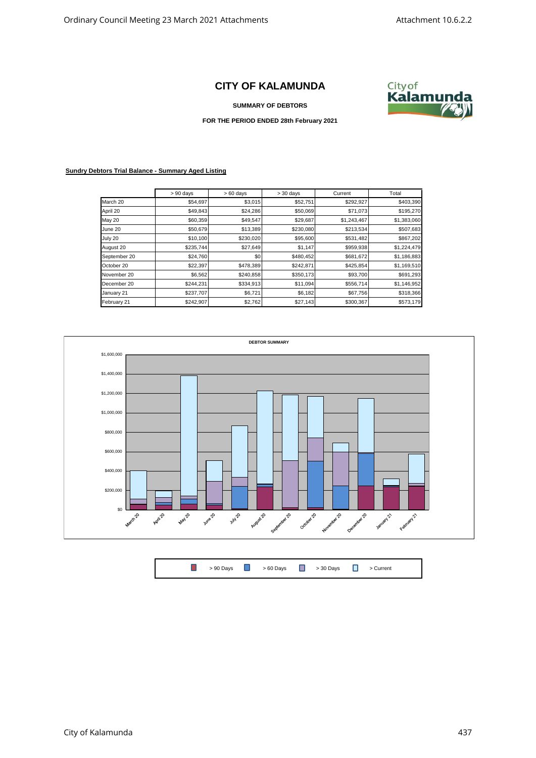# CITY OF KALAMUNDA

**SUMMARY OF DEBTORS**

**FOR THE PERIOD ENDED 28th February 2021**

**Sundry Debtors Trial Balance - Summary Aged Listing**

| | > 90 days | > 60 days | > 30 days | Current | Total |
|---|---|---|---|---|---|
| March 20 | $54,697 | $3,015 | $52,751 | $292,927 | $403,390 |
| April 20 | $49,843 | $24,286 | $50,069 | $71,073 | $195,270 |
| May 20 | $60,359 | $49,547 | $29,687 | $1,243,467 | $1,383,060 |
| June 20 | $50,679 | $13,389 | $230,080 | $213,534 | $507,683 |
| July 20 | $10,100 | $230,020 | $95,600 | $531,482 | $867,202 |
| August 20 | $235,744 | $27,649 | $1,147 | $959,938 | $1,224,479 |
| September 20 | $24,760 | $0 | $480,452 | $681,672 | $1,186,883 |
| October 20 | $22,397 | $478,389 | $242,871 | $425,854 | $1,169,510 |
| November 20 | $6,562 | $240,858 | $350,173 | $93,700 | $691,293 |
| December 20 | $244,231 | $334,913 | $11,094 | $556,714 | $1,146,952 |
| January 21 | $237,707 | $6,721 | $6,182 | $67,756 | $318,366 |
| February 21 | $242,907 | $2,762 | $27,143 | $300,367 | $573,179 |

**DEBTOR SUMMARY**

> 90 Days | > 60 Days | > 30 Days | > Current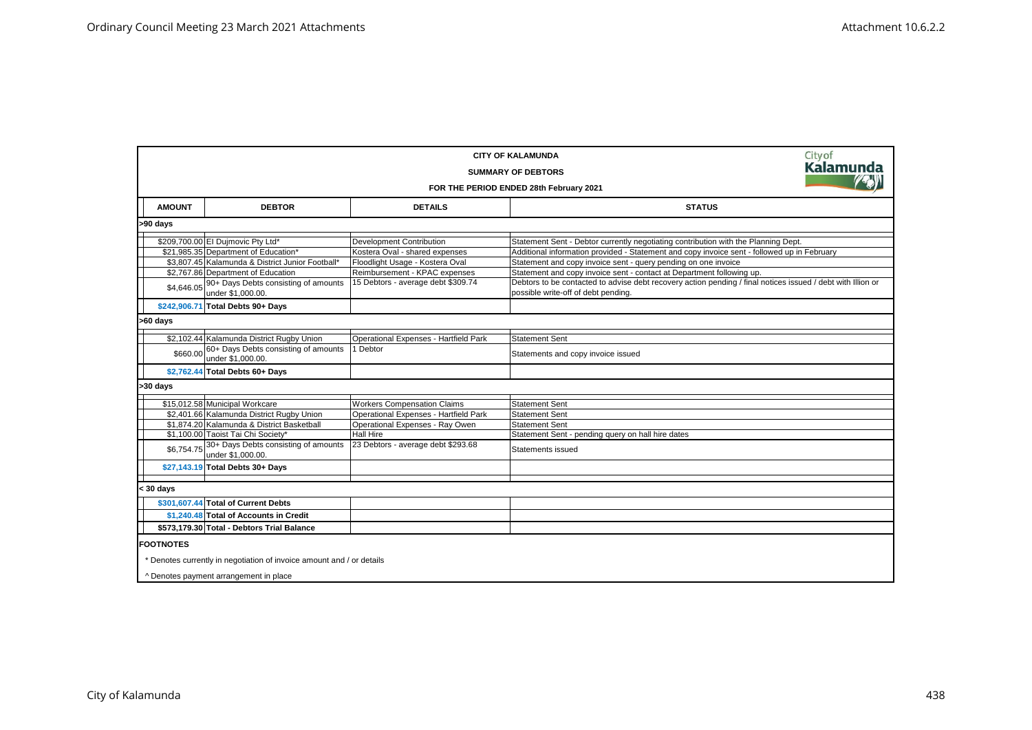**CITY OF KALAMUNDA**

**SUMMARY OF DEBTORS**

**FOR THE PERIOD ENDED 28th February 2021**

| AMOUNT | DEBTOR | DETAILS | STATUS |
|---|---|---|---|
| **>90 days** | | | |
| $209,700.00 | El Dujmovic Pty Ltd* | Development Contribution | Statement Sent - Debtor currently negotiating contribution with the Planning Dept. |
| $21,985.35 | Department of Education* | Kostera Oval - shared expenses | Additional information provided - Statement and copy invoice sent - followed up in February |
| $3,807.45 | Kalamunda & District Junior Football* | Floodlight Usage - Kostera Oval | Statement and copy invoice sent - query pending on one invoice |
| $2,767.86 | Department of Education | Reimbursement - KPAC expenses | Statement and copy invoice sent - contact at Department following up. |
| $4,646.05 | 90+ Days Debts consisting of amounts under $1,000.00. | 15 Debtors - average debt $309.74 | Debtors to be contacted to advise debt recovery action pending / final notices issued / debt with Illion or possible write-off of debt pending. |
| **$242,906.71** | **Total Debts 90+ Days** | | |
| **>60 days** | | | |
| $2,102.44 | Kalamunda District Rugby Union | Operational Expenses - Hartfield Park | Statement Sent |
| $660.00 | 60+ Days Debts consisting of amounts under $1,000.00. | 1 Debtor | Statements and copy invoice issued |
| **$2,762.44** | **Total Debts 60+ Days** | | |
| **>30 days** | | | |
| $15,012.58 | Municipal Workcare | Workers Compensation Claims | Statement Sent |
| $2,401.66 | Kalamunda District Rugby Union | Operational Expenses - Hartfield Park | Statement Sent |
| $1,874.20 | Kalamunda & District Basketball | Operational Expenses - Ray Owen | Statement Sent |
| $1,100.00 | Taoist Tai Chi Society* | Hall Hire | Statement Sent - pending query on hall hire dates |
| $6,754.75 | 30+ Days Debts consisting of amounts under $1,000.00. | 23 Debtors - average debt $293.68 | Statements issued |
| **$27,143.19** | **Total Debts 30+ Days** | | |
| **< 30 days** | | | |
| **$301,607.44** | **Total of Current Debts** | | |
| **$1,240.48** | **Total of Accounts in Credit** | | |
| **$573,179.30** | **Total - Debtors Trial Balance** | | |

**FOOTNOTES**

\* Denotes currently in negotiation of invoice amount and / or details

^ Denotes payment arrangement in place